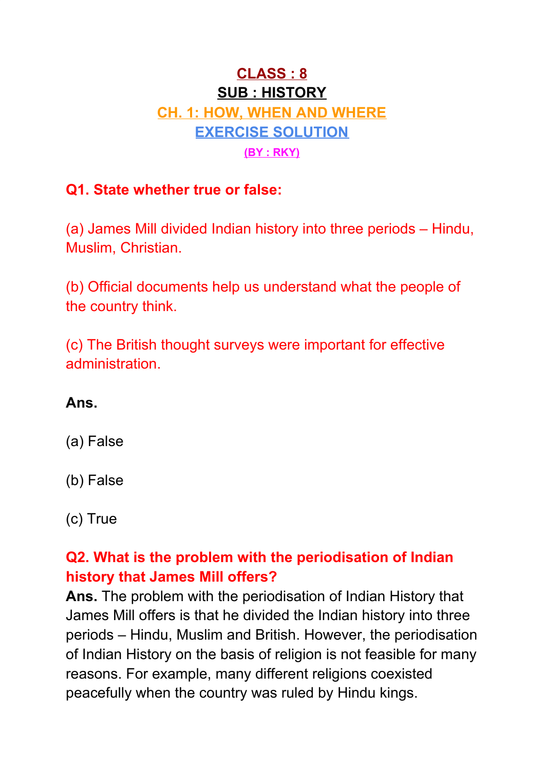# CLASS : 8

## SUB : HISTORY

## CH. 1: HOW, WHEN AND WHERE

## EXERCISE SOLUTION

**(BY : RKY)**

**Q1. State whether true or false:**

(a) James Mill divided Indian history into three periods – Hindu, Muslim, Christian.

(b) Official documents help us understand what the people of the country think.

(c) The British thought surveys were important for effective administration.

**Ans.**

(a) False

(b) False

(c) True

**Q2. What is the problem with the periodisation of Indian history that James Mill offers?**

**Ans.** The problem with the periodisation of Indian History that James Mill offers is that he divided the Indian history into three periods – Hindu, Muslim and British. However, the periodisation of Indian History on the basis of religion is not feasible for many reasons. For example, many different religions coexisted peacefully when the country was ruled by Hindu kings.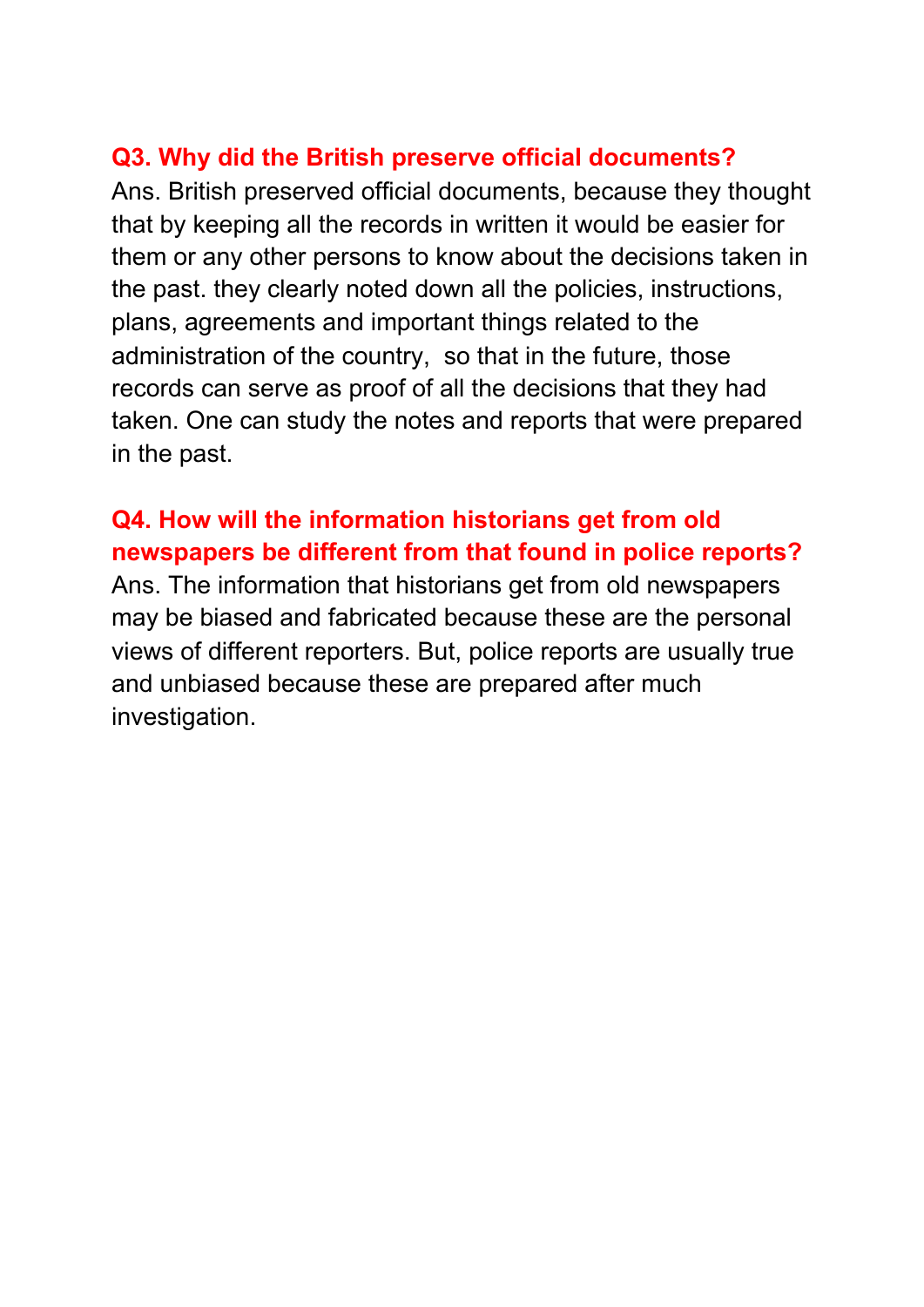**Q3. Why did the British preserve official documents?**

Ans. British preserved official documents, because they thought that by keeping all the records in written it would be easier for them or any other persons to know about the decisions taken in the past. they clearly noted down all the policies, instructions, plans, agreements and important things related to the administration of the country, so that in the future, those records can serve as proof of all the decisions that they had taken. One can study the notes and reports that were prepared in the past.

**Q4. How will the information historians get from old newspapers be different from that found in police reports?**

Ans. The information that historians get from old newspapers may be biased and fabricated because these are the personal views of different reporters. But, police reports are usually true and unbiased because these are prepared after much investigation.